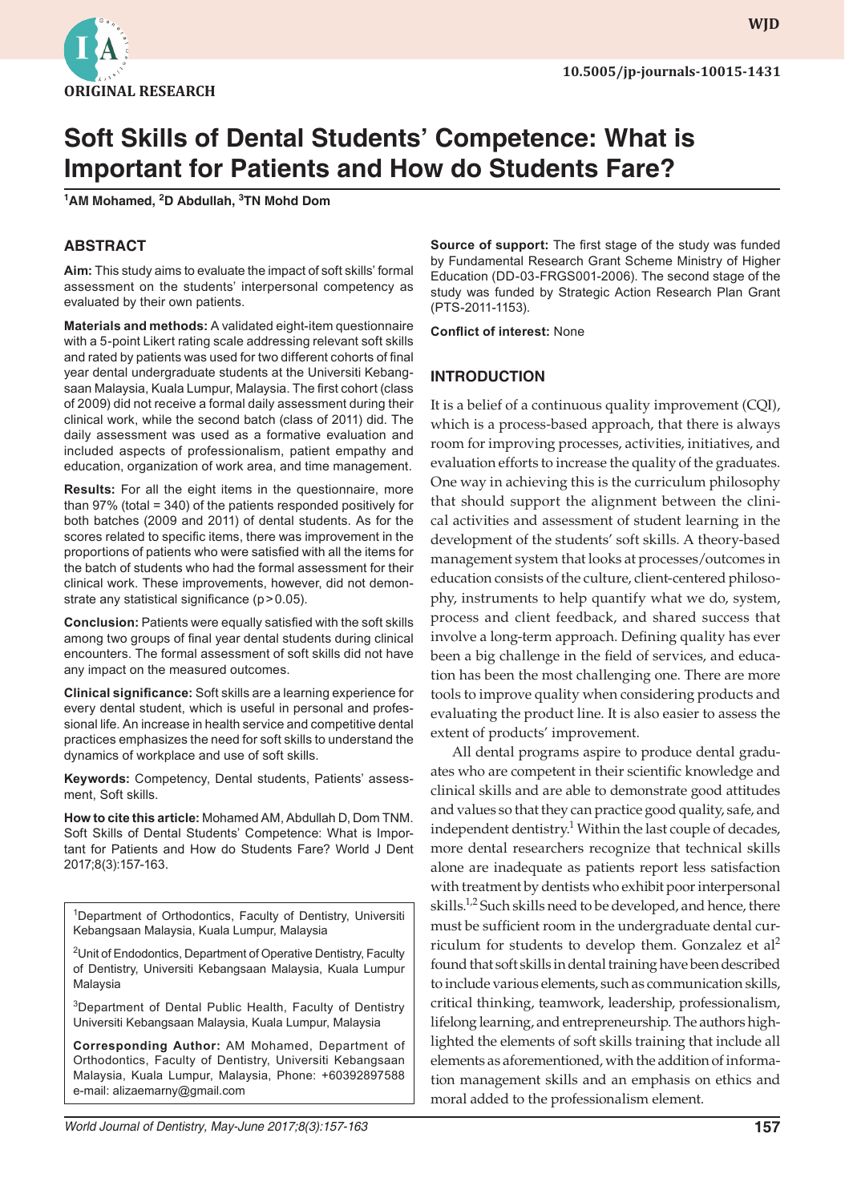ORIGINAL RESEARCH

# Soft Skills of Dental Students' Competence: What is Important for Patients and How do Students Fare?

[1]AM Mohamed, [2]D Abdullah, [3]TN Mohd Dom

## ABSTRACT

**Aim:** This study aims to evaluate the impact of soft skills' formal assessment on the students' interpersonal competency as evaluated by their own patients.

**Materials and methods:** A validated eight-item questionnaire with a 5-point Likert rating scale addressing relevant soft skills and rated by patients was used for two different cohorts of final year dental undergraduate students at the Universiti Kebangsaan Malaysia, Kuala Lumpur, Malaysia. The first cohort (class of 2009) did not receive a formal daily assessment during their clinical work, while the second batch (class of 2011) did. The daily assessment was used as a formative evaluation and included aspects of professionalism, patient empathy and education, organization of work area, and time management.

**Results:** For all the eight items in the questionnaire, more than 97% (total = 340) of the patients responded positively for both batches (2009 and 2011) of dental students. As for the scores related to specific items, there was improvement in the proportions of patients who were satisfied with all the items for the batch of students who had the formal assessment for their clinical work. These improvements, however, did not demonstrate any statistical significance ($p > 0.05$).

**Conclusion:** Patients were equally satisfied with the soft skills among two groups of final year dental students during clinical encounters. The formal assessment of soft skills did not have any impact on the measured outcomes.

**Clinical significance:** Soft skills are a learning experience for every dental student, which is useful in personal and professional life. An increase in health service and competitive dental practices emphasizes the need for soft skills to understand the dynamics of workplace and use of soft skills.

**Keywords:** Competency, Dental students, Patients' assessment, Soft skills.

**How to cite this article:** Mohamed AM, Abdullah D, Dom TNM. Soft Skills of Dental Students' Competence: What is Important for Patients and How do Students Fare? World J Dent 2017;8(3):157-163.

[1]Department of Orthodontics, Faculty of Dentistry, Universiti Kebangsaan Malaysia, Kuala Lumpur, Malaysia

[2]Unit of Endodontics, Department of Operative Dentistry, Faculty of Dentistry, Universiti Kebangsaan Malaysia, Kuala Lumpur Malaysia

[3]Department of Dental Public Health, Faculty of Dentistry Universiti Kebangsaan Malaysia, Kuala Lumpur, Malaysia

**Corresponding Author:** AM Mohamed, Department of Orthodontics, Faculty of Dentistry, Universiti Kebangsaan Malaysia, Kuala Lumpur, Malaysia, Phone: +60392897588 e-mail: alizaemarny@gmail.com

**Source of support:** The first stage of the study was funded by Fundamental Research Grant Scheme Ministry of Higher Education (DD-03-FRGS001-2006). The second stage of the study was funded by Strategic Action Research Plan Grant (PTS-2011-1153).

**Conflict of interest:** None

## INTRODUCTION

It is a belief of a continuous quality improvement (CQI), which is a process-based approach, that there is always room for improving processes, activities, initiatives, and evaluation efforts to increase the quality of the graduates. One way in achieving this is the curriculum philosophy that should support the alignment between the clinical activities and assessment of student learning in the development of the students' soft skills. A theory-based management system that looks at processes/outcomes in education consists of the culture, client-centered philosophy, instruments to help quantify what we do, system, process and client feedback, and shared success that involve a long-term approach. Defining quality has ever been a big challenge in the field of services, and education has been the most challenging one. There are more tools to improve quality when considering products and evaluating the product line. It is also easier to assess the extent of products' improvement.

All dental programs aspire to produce dental graduates who are competent in their scientific knowledge and clinical skills and are able to demonstrate good attitudes and values so that they can practice good quality, safe, and independent dentistry.[1] Within the last couple of decades, more dental researchers recognize that technical skills alone are inadequate as patients report less satisfaction with treatment by dentists who exhibit poor interpersonal skills.[1,2] Such skills need to be developed, and hence, there must be sufficient room in the undergraduate dental curriculum for students to develop them. Gonzalez et al[2] found that soft skills in dental training have been described to include various elements, such as communication skills, critical thinking, teamwork, leadership, professionalism, lifelong learning, and entrepreneurship. The authors highlighted the elements of soft skills training that include all elements as aforementioned, with the addition of information management skills and an emphasis on ethics and moral added to the professionalism element.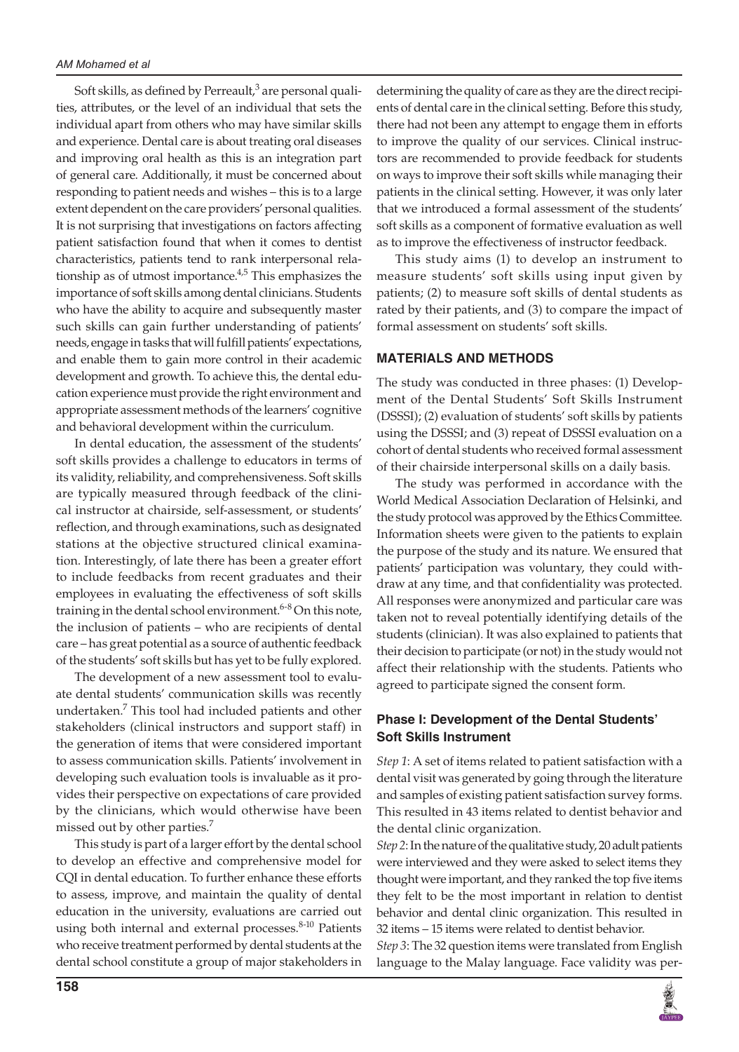Soft skills, as defined by Perreault,[3] are personal qualities, attributes, or the level of an individual that sets the individual apart from others who may have similar skills and experience. Dental care is about treating oral diseases and improving oral health as this is an integration part of general care. Additionally, it must be concerned about responding to patient needs and wishes – this is to a large extent dependent on the care providers' personal qualities. It is not surprising that investigations on factors affecting patient satisfaction found that when it comes to dentist characteristics, patients tend to rank interpersonal relationship as of utmost importance.[4,5] This emphasizes the importance of soft skills among dental clinicians. Students who have the ability to acquire and subsequently master such skills can gain further understanding of patients' needs, engage in tasks that will fulfill patients' expectations, and enable them to gain more control in their academic development and growth. To achieve this, the dental education experience must provide the right environment and appropriate assessment methods of the learners' cognitive and behavioral development within the curriculum.

In dental education, the assessment of the students' soft skills provides a challenge to educators in terms of its validity, reliability, and comprehensiveness. Soft skills are typically measured through feedback of the clinical instructor at chairside, self-assessment, or students' reflection, and through examinations, such as designated stations at the objective structured clinical examination. Interestingly, of late there has been a greater effort to include feedbacks from recent graduates and their employees in evaluating the effectiveness of soft skills training in the dental school environment.[6-8] On this note, the inclusion of patients – who are recipients of dental care – has great potential as a source of authentic feedback of the students' soft skills but has yet to be fully explored.

The development of a new assessment tool to evaluate dental students' communication skills was recently undertaken.[7] This tool had included patients and other stakeholders (clinical instructors and support staff) in the generation of items that were considered important to assess communication skills. Patients' involvement in developing such evaluation tools is invaluable as it provides their perspective on expectations of care provided by the clinicians, which would otherwise have been missed out by other parties.[7]

This study is part of a larger effort by the dental school to develop an effective and comprehensive model for CQI in dental education. To further enhance these efforts to assess, improve, and maintain the quality of dental education in the university, evaluations are carried out using both internal and external processes.[8-10] Patients who receive treatment performed by dental students at the dental school constitute a group of major stakeholders in determining the quality of care as they are the direct recipients of dental care in the clinical setting. Before this study, there had not been any attempt to engage them in efforts to improve the quality of our services. Clinical instructors are recommended to provide feedback for students on ways to improve their soft skills while managing their patients in the clinical setting. However, it was only later that we introduced a formal assessment of the students' soft skills as a component of formative evaluation as well as to improve the effectiveness of instructor feedback.

This study aims (1) to develop an instrument to measure students' soft skills using input given by patients; (2) to measure soft skills of dental students as rated by their patients, and (3) to compare the impact of formal assessment on students' soft skills.

## MATERIALS AND METHODS

The study was conducted in three phases: (1) Development of the Dental Students' Soft Skills Instrument (DSSSI); (2) evaluation of students' soft skills by patients using the DSSSI; and (3) repeat of DSSSI evaluation on a cohort of dental students who received formal assessment of their chairside interpersonal skills on a daily basis.

The study was performed in accordance with the World Medical Association Declaration of Helsinki, and the study protocol was approved by the Ethics Committee. Information sheets were given to the patients to explain the purpose of the study and its nature. We ensured that patients' participation was voluntary, they could withdraw at any time, and that confidentiality was protected. All responses were anonymized and particular care was taken not to reveal potentially identifying details of the students (clinician). It was also explained to patients that their decision to participate (or not) in the study would not affect their relationship with the students. Patients who agreed to participate signed the consent form.

### Phase I: Development of the Dental Students' Soft Skills Instrument

*Step 1*: A set of items related to patient satisfaction with a dental visit was generated by going through the literature and samples of existing patient satisfaction survey forms. This resulted in 43 items related to dentist behavior and the dental clinic organization.

*Step 2*: In the nature of the qualitative study, 20 adult patients were interviewed and they were asked to select items they thought were important, and they ranked the top five items they felt to be the most important in relation to dentist behavior and dental clinic organization. This resulted in 32 items – 15 items were related to dentist behavior.

*Step 3*: The 32 question items were translated from English language to the Malay language. Face validity was per-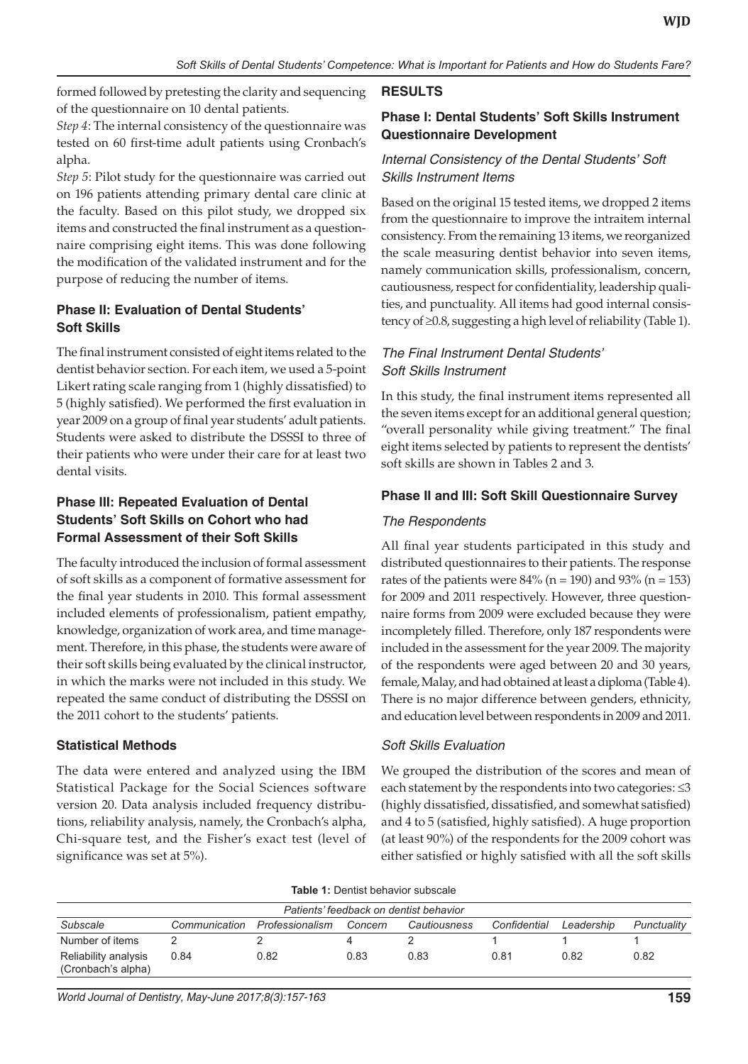formed followed by pretesting the clarity and sequencing of the questionnaire on 10 dental patients.

*Step 4*: The internal consistency of the questionnaire was tested on 60 first-time adult patients using Cronbach's alpha.

*Step 5*: Pilot study for the questionnaire was carried out on 196 patients attending primary dental care clinic at the faculty. Based on this pilot study, we dropped six items and constructed the final instrument as a questionnaire comprising eight items. This was done following the modification of the validated instrument and for the purpose of reducing the number of items.

### Phase II: Evaluation of Dental Students' Soft Skills

The final instrument consisted of eight items related to the dentist behavior section. For each item, we used a 5-point Likert rating scale ranging from 1 (highly dissatisfied) to 5 (highly satisfied). We performed the first evaluation in year 2009 on a group of final year students' adult patients. Students were asked to distribute the DSSSI to three of their patients who were under their care for at least two dental visits.

### Phase III: Repeated Evaluation of Dental Students' Soft Skills on Cohort who had Formal Assessment of their Soft Skills

The faculty introduced the inclusion of formal assessment of soft skills as a component of formative assessment for the final year students in 2010. This formal assessment included elements of professionalism, patient empathy, knowledge, organization of work area, and time management. Therefore, in this phase, the students were aware of their soft skills being evaluated by the clinical instructor, in which the marks were not included in this study. We repeated the same conduct of distributing the DSSSI on the 2011 cohort to the students' patients.

### Statistical Methods

The data were entered and analyzed using the IBM Statistical Package for the Social Sciences software version 20. Data analysis included frequency distributions, reliability analysis, namely, the Cronbach's alpha, Chi-square test, and the Fisher's exact test (level of significance was set at 5%).

## RESULTS

### Phase I: Dental Students' Soft Skills Instrument Questionnaire Development

#### *Internal Consistency of the Dental Students' Soft Skills Instrument Items*

Based on the original 15 tested items, we dropped 2 items from the questionnaire to improve the intraitem internal consistency. From the remaining 13 items, we reorganized the scale measuring dentist behavior into seven items, namely communication skills, professionalism, concern, cautiousness, respect for confidentiality, leadership qualities, and punctuality. All items had good internal consistency of ≥0.8, suggesting a high level of reliability (Table 1).

#### *The Final Instrument Dental Students' Soft Skills Instrument*

In this study, the final instrument items represented all the seven items except for an additional general question; "overall personality while giving treatment." The final eight items selected by patients to represent the dentists' soft skills are shown in Tables 2 and 3.

### Phase II and III: Soft Skill Questionnaire Survey

#### *The Respondents*

All final year students participated in this study and distributed questionnaires to their patients. The response rates of the patients were 84% (n = 190) and 93% (n = 153) for 2009 and 2011 respectively. However, three questionnaire forms from 2009 were excluded because they were incompletely filled. Therefore, only 187 respondents were included in the assessment for the year 2009. The majority of the respondents were aged between 20 and 30 years, female, Malay, and had obtained at least a diploma (Table 4). There is no major difference between genders, ethnicity, and education level between respondents in 2009 and 2011.

#### *Soft Skills Evaluation*

We grouped the distribution of the scores and mean of each statement by the respondents into two categories: ≤3 (highly dissatisfied, dissatisfied, and somewhat satisfied) and 4 to 5 (satisfied, highly satisfied). A huge proportion (at least 90%) of the respondents for the 2009 cohort was either satisfied or highly satisfied with all the soft skills

**Table 1:** Dentist behavior subscale

| Patients' feedback on dentist behavior | | | | | | | |
|---|---|---|---|---|---|---|---|
| *Subscale* | *Communication* | *Professionalism* | *Concern* | *Cautiousness* | *Confidential* | *Leadership* | *Punctuality* |
| Number of items | 2 | 2 | 4 | 2 | 1 | 1 | 1 |
| Reliability analysis (Cronbach's alpha) | 0.84 | 0.82 | 0.83 | 0.83 | 0.81 | 0.82 | 0.82 |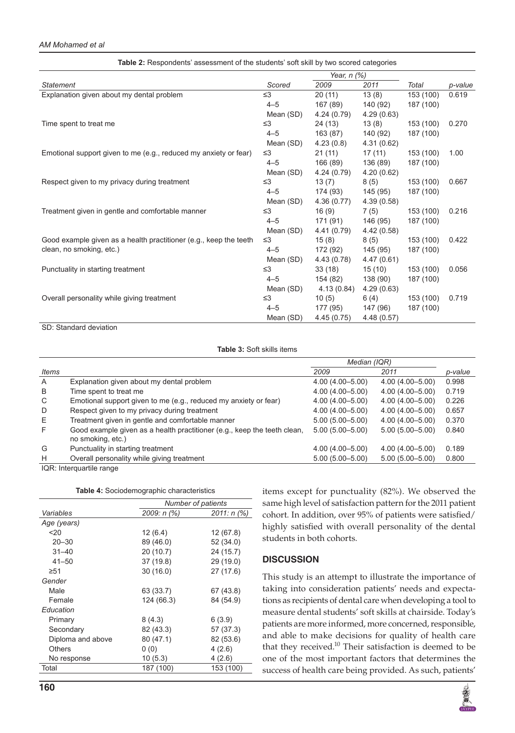**Table 2:** Respondents' assessment of the students' soft skill by two scored categories

| Statement | Scored | Year, n (%) | | Total | p-value |
|---|---|---|---|---|---|
| | | 2009 | 2011 | | |
| Explanation given about my dental problem | ≤3 | 20 (11) | 13 (8) | 153 (100) | 0.619 |
| | 4–5 | 167 (89) | 140 (92) | 187 (100) | |
| | Mean (SD) | 4.24 (0.79) | 4.29 (0.63) | | |
| Time spent to treat me | ≤3 | 24 (13) | 13 (8) | 153 (100) | 0.270 |
| | 4–5 | 163 (87) | 140 (92) | 187 (100) | |
| | Mean (SD) | 4.23 (0.8) | 4.31 (0.62) | | |
| Emotional support given to me (e.g., reduced my anxiety or fear) | ≤3 | 21 (11) | 17 (11) | 153 (100) | 1.00 |
| | 4–5 | 166 (89) | 136 (89) | 187 (100) | |
| | Mean (SD) | 4.24 (0.79) | 4.20 (0.62) | | |
| Respect given to my privacy during treatment | ≤3 | 13 (7) | 8 (5) | 153 (100) | 0.667 |
| | 4–5 | 174 (93) | 145 (95) | 187 (100) | |
| | Mean (SD) | 4.36 (0.77) | 4.39 (0.58) | | |
| Treatment given in gentle and comfortable manner | ≤3 | 16 (9) | 7 (5) | 153 (100) | 0.216 |
| | 4–5 | 171 (91) | 146 (95) | 187 (100) | |
| | Mean (SD) | 4.41 (0.79) | 4.42 (0.58) | | |
| Good example given as a health practitioner (e.g., keep the teeth clean, no smoking, etc.) | ≤3 | 15 (8) | 8 (5) | 153 (100) | 0.422 |
| | 4–5 | 172 (92) | 145 (95) | 187 (100) | |
| | Mean (SD) | 4.43 (0.78) | 4.47 (0.61) | | |
| Punctuality in starting treatment | ≤3 | 33 (18) | 15 (10) | 153 (100) | 0.056 |
| | 4–5 | 154 (82) | 138 (90) | 187 (100) | |
| | Mean (SD) | 4.13 (0.84) | 4.29 (0.63) | | |
| Overall personality while giving treatment | ≤3 | 10 (5) | 6 (4) | 153 (100) | 0.719 |
| | 4–5 | 177 (95) | 147 (96) | 187 (100) | |
| | Mean (SD) | 4.45 (0.75) | 4.48 (0.57) | | |

SD: Standard deviation

**Table 3:** Soft skills items

| Items | | Median (IQR) | | p-value |
|---|---|---|---|---|
| | | 2009 | 2011 | |
| A | Explanation given about my dental problem | 4.00 (4.00–5.00) | 4.00 (4.00–5.00) | 0.998 |
| B | Time spent to treat me | 4.00 (4.00–5.00) | 4.00 (4.00–5.00) | 0.719 |
| C | Emotional support given to me (e.g., reduced my anxiety or fear) | 4.00 (4.00–5.00) | 4.00 (4.00–5.00) | 0.226 |
| D | Respect given to my privacy during treatment | 4.00 (4.00–5.00) | 4.00 (4.00–5.00) | 0.657 |
| E | Treatment given in gentle and comfortable manner | 5.00 (5.00–5.00) | 4.00 (4.00–5.00) | 0.370 |
| F | Good example given as a health practitioner (e.g., keep the teeth clean, no smoking, etc.) | 5.00 (5.00–5.00) | 5.00 (5.00–5.00) | 0.840 |
| G | Punctuality in starting treatment | 4.00 (4.00–5.00) | 4.00 (4.00–5.00) | 0.189 |
| H | Overall personality while giving treatment | 5.00 (5.00–5.00) | 5.00 (5.00–5.00) | 0.800 |

IQR: Interquartile range

**Table 4:** Sociodemographic characteristics

| Variables | Number of patients | |
|---|---|---|
| | 2009: n (%) | 2011: n (%) |
| *Age (years)* | | |
| <20 | 12 (6.4) | 12 (67.8) |
| 20–30 | 89 (46.0) | 52 (34.0) |
| 31–40 | 20 (10.7) | 24 (15.7) |
| 41–50 | 37 (19.8) | 29 (19.0) |
| ≥51 | 30 (16.0) | 27 (17.6) |
| *Gender* | | |
| Male | 63 (33.7) | 67 (43.8) |
| Female | 124 (66.3) | 84 (54.9) |
| *Education* | | |
| Primary | 8 (4.3) | 6 (3.9) |
| Secondary | 82 (43.3) | 57 (37.3) |
| Diploma and above | 80 (47.1) | 82 (53.6) |
| Others | 0 (0) | 4 (2.6) |
| No response | 10 (5.3) | 4 (2.6) |
| Total | 187 (100) | 153 (100) |

items except for punctuality (82%). We observed the same high level of satisfaction pattern for the 2011 patient cohort. In addition, over 95% of patients were satisfied/highly satisfied with overall personality of the dental students in both cohorts.

## DISCUSSION

This study is an attempt to illustrate the importance of taking into consideration patients' needs and expectations as recipients of dental care when developing a tool to measure dental students' soft skills at chairside. Today's patients are more informed, more concerned, responsible, and able to make decisions for quality of health care that they received.[10] Their satisfaction is deemed to be one of the most important factors that determines the success of health care being provided. As such, patients'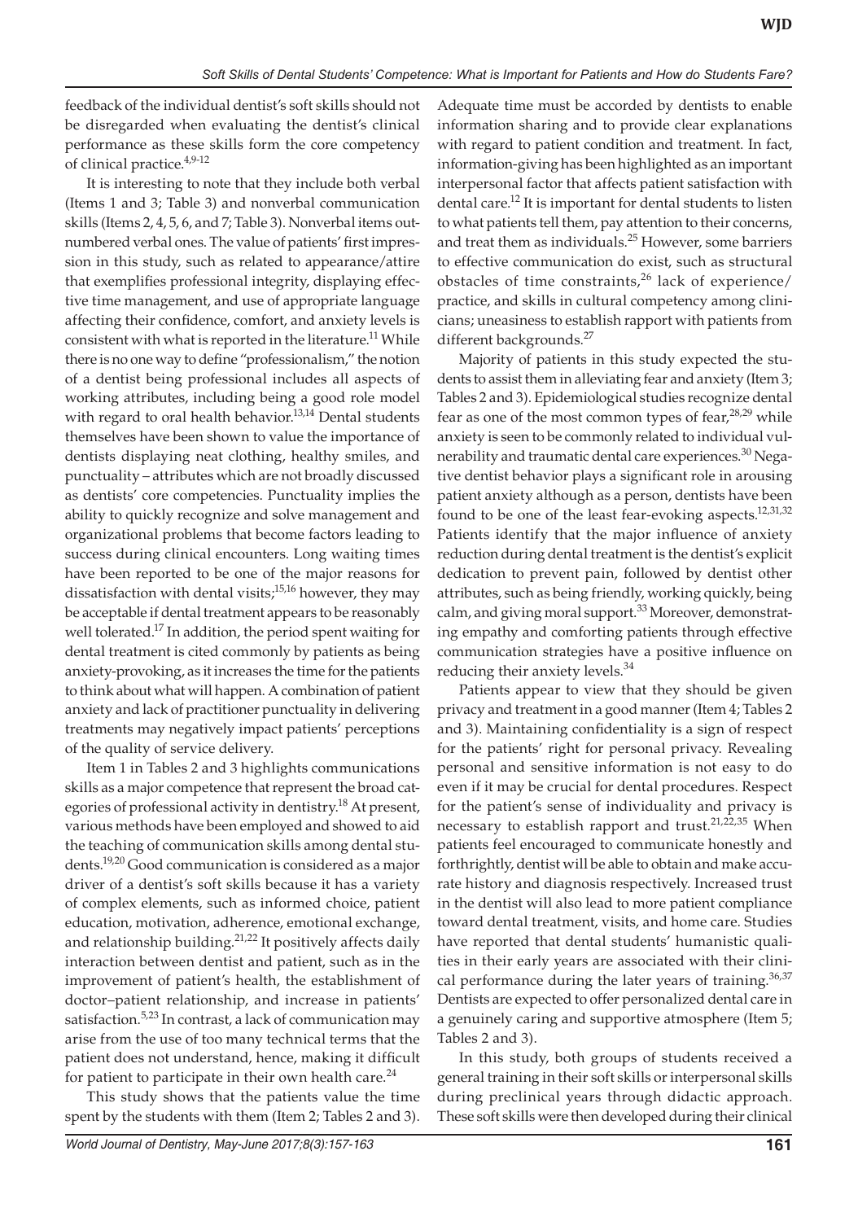feedback of the individual dentist's soft skills should not be disregarded when evaluating the dentist's clinical performance as these skills form the core competency of clinical practice.[4,9-12]

It is interesting to note that they include both verbal (Items 1 and 3; Table 3) and nonverbal communication skills (Items 2, 4, 5, 6, and 7; Table 3). Nonverbal items outnumbered verbal ones. The value of patients' first impression in this study, such as related to appearance/attire that exemplifies professional integrity, displaying effective time management, and use of appropriate language affecting their confidence, comfort, and anxiety levels is consistent with what is reported in the literature.[11] While there is no one way to define "professionalism," the notion of a dentist being professional includes all aspects of working attributes, including being a good role model with regard to oral health behavior.[13,14] Dental students themselves have been shown to value the importance of dentists displaying neat clothing, healthy smiles, and punctuality – attributes which are not broadly discussed as dentists' core competencies. Punctuality implies the ability to quickly recognize and solve management and organizational problems that become factors leading to success during clinical encounters. Long waiting times have been reported to be one of the major reasons for dissatisfaction with dental visits;[15,16] however, they may be acceptable if dental treatment appears to be reasonably well tolerated.[17] In addition, the period spent waiting for dental treatment is cited commonly by patients as being anxiety-provoking, as it increases the time for the patients to think about what will happen. A combination of patient anxiety and lack of practitioner punctuality in delivering treatments may negatively impact patients' perceptions of the quality of service delivery.

Item 1 in Tables 2 and 3 highlights communications skills as a major competence that represent the broad categories of professional activity in dentistry.[18] At present, various methods have been employed and showed to aid the teaching of communication skills among dental students.[19,20] Good communication is considered as a major driver of a dentist's soft skills because it has a variety of complex elements, such as informed choice, patient education, motivation, adherence, emotional exchange, and relationship building.[21,22] It positively affects daily interaction between dentist and patient, such as in the improvement of patient's health, the establishment of doctor–patient relationship, and increase in patients' satisfaction.[5,23] In contrast, a lack of communication may arise from the use of too many technical terms that the patient does not understand, hence, making it difficult for patient to participate in their own health care.[24]

This study shows that the patients value the time spent by the students with them (Item 2; Tables 2 and 3). Adequate time must be accorded by dentists to enable information sharing and to provide clear explanations with regard to patient condition and treatment. In fact, information-giving has been highlighted as an important interpersonal factor that affects patient satisfaction with dental care.[12] It is important for dental students to listen to what patients tell them, pay attention to their concerns, and treat them as individuals.[25] However, some barriers to effective communication do exist, such as structural obstacles of time constraints,[26] lack of experience/practice, and skills in cultural competency among clinicians; uneasiness to establish rapport with patients from different backgrounds.[27]

Majority of patients in this study expected the students to assist them in alleviating fear and anxiety (Item 3; Tables 2 and 3). Epidemiological studies recognize dental fear as one of the most common types of fear,[28,29] while anxiety is seen to be commonly related to individual vulnerability and traumatic dental care experiences.[30] Negative dentist behavior plays a significant role in arousing patient anxiety although as a person, dentists have been found to be one of the least fear-evoking aspects.[12,31,32] Patients identify that the major influence of anxiety reduction during dental treatment is the dentist's explicit dedication to prevent pain, followed by dentist other attributes, such as being friendly, working quickly, being calm, and giving moral support.[33] Moreover, demonstrating empathy and comforting patients through effective communication strategies have a positive influence on reducing their anxiety levels.[34]

Patients appear to view that they should be given privacy and treatment in a good manner (Item 4; Tables 2 and 3). Maintaining confidentiality is a sign of respect for the patients' right for personal privacy. Revealing personal and sensitive information is not easy to do even if it may be crucial for dental procedures. Respect for the patient's sense of individuality and privacy is necessary to establish rapport and trust.[21,22,35] When patients feel encouraged to communicate honestly and forthrightly, dentist will be able to obtain and make accurate history and diagnosis respectively. Increased trust in the dentist will also lead to more patient compliance toward dental treatment, visits, and home care. Studies have reported that dental students' humanistic qualities in their early years are associated with their clinical performance during the later years of training.[36,37] Dentists are expected to offer personalized dental care in a genuinely caring and supportive atmosphere (Item 5; Tables 2 and 3).

In this study, both groups of students received a general training in their soft skills or interpersonal skills during preclinical years through didactic approach. These soft skills were then developed during their clinical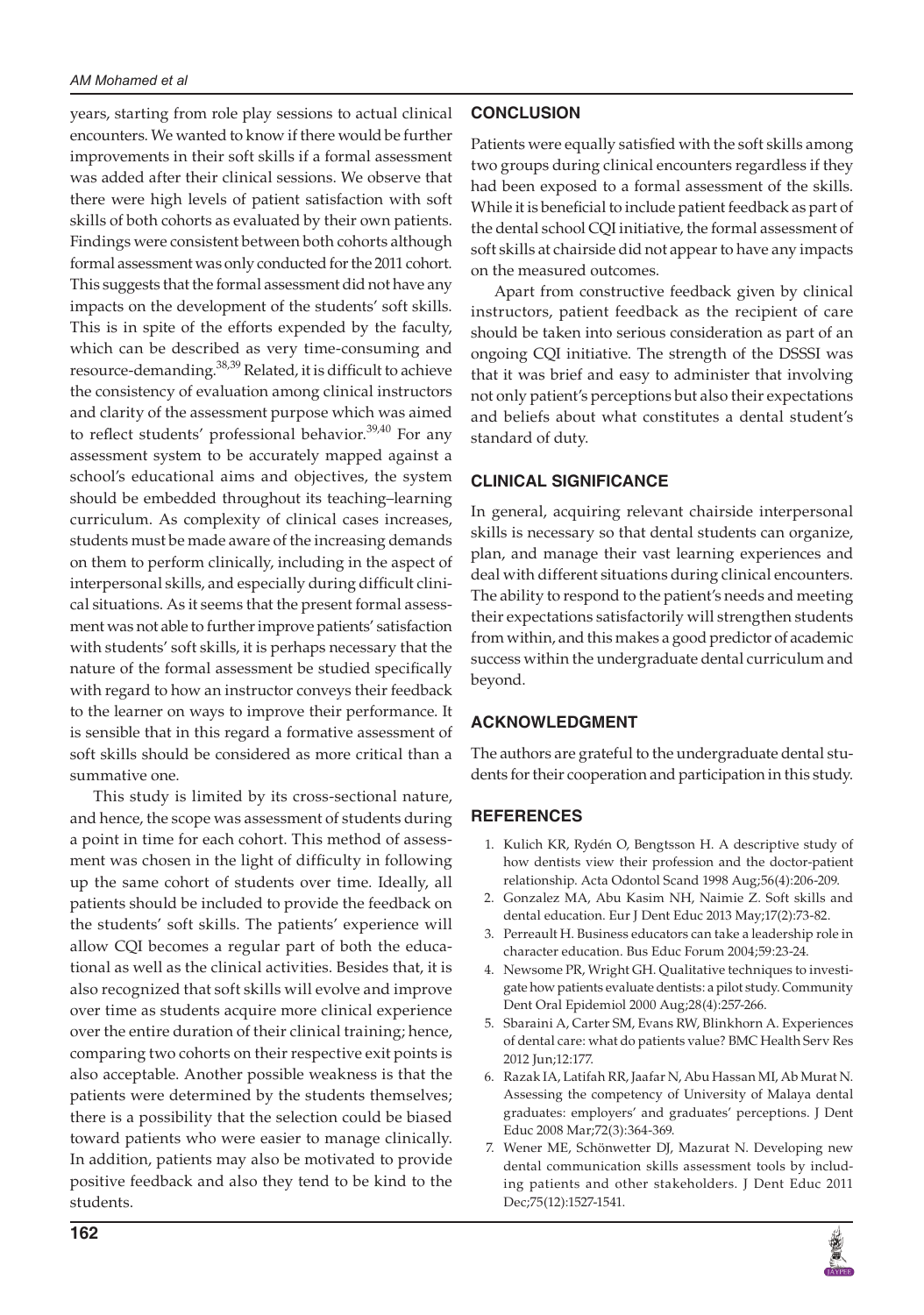years, starting from role play sessions to actual clinical encounters. We wanted to know if there would be further improvements in their soft skills if a formal assessment was added after their clinical sessions. We observe that there were high levels of patient satisfaction with soft skills of both cohorts as evaluated by their own patients. Findings were consistent between both cohorts although formal assessment was only conducted for the 2011 cohort. This suggests that the formal assessment did not have any impacts on the development of the students' soft skills. This is in spite of the efforts expended by the faculty, which can be described as very time-consuming and resource-demanding.[38,39] Related, it is difficult to achieve the consistency of evaluation among clinical instructors and clarity of the assessment purpose which was aimed to reflect students' professional behavior.[39,40] For any assessment system to be accurately mapped against a school's educational aims and objectives, the system should be embedded throughout its teaching–learning curriculum. As complexity of clinical cases increases, students must be made aware of the increasing demands on them to perform clinically, including in the aspect of interpersonal skills, and especially during difficult clinical situations. As it seems that the present formal assessment was not able to further improve patients' satisfaction with students' soft skills, it is perhaps necessary that the nature of the formal assessment be studied specifically with regard to how an instructor conveys their feedback to the learner on ways to improve their performance. It is sensible that in this regard a formative assessment of soft skills should be considered as more critical than a summative one.

This study is limited by its cross-sectional nature, and hence, the scope was assessment of students during a point in time for each cohort. This method of assessment was chosen in the light of difficulty in following up the same cohort of students over time. Ideally, all patients should be included to provide the feedback on the students' soft skills. The patients' experience will allow CQI becomes a regular part of both the educational as well as the clinical activities. Besides that, it is also recognized that soft skills will evolve and improve over time as students acquire more clinical experience over the entire duration of their clinical training; hence, comparing two cohorts on their respective exit points is also acceptable. Another possible weakness is that the patients were determined by the students themselves; there is a possibility that the selection could be biased toward patients who were easier to manage clinically. In addition, patients may also be motivated to provide positive feedback and also they tend to be kind to the students.

## CONCLUSION

Patients were equally satisfied with the soft skills among two groups during clinical encounters regardless if they had been exposed to a formal assessment of the skills. While it is beneficial to include patient feedback as part of the dental school CQI initiative, the formal assessment of soft skills at chairside did not appear to have any impacts on the measured outcomes.

Apart from constructive feedback given by clinical instructors, patient feedback as the recipient of care should be taken into serious consideration as part of an ongoing CQI initiative. The strength of the DSSSI was that it was brief and easy to administer that involving not only patient's perceptions but also their expectations and beliefs about what constitutes a dental student's standard of duty.

## CLINICAL SIGNIFICANCE

In general, acquiring relevant chairside interpersonal skills is necessary so that dental students can organize, plan, and manage their vast learning experiences and deal with different situations during clinical encounters. The ability to respond to the patient's needs and meeting their expectations satisfactorily will strengthen students from within, and this makes a good predictor of academic success within the undergraduate dental curriculum and beyond.

## ACKNOWLEDGMENT

The authors are grateful to the undergraduate dental students for their cooperation and participation in this study.

## REFERENCES

1. Kulich KR, Rydén O, Bengtsson H. A descriptive study of how dentists view their profession and the doctor-patient relationship. Acta Odontol Scand 1998 Aug;56(4):206-209.
2. Gonzalez MA, Abu Kasim NH, Naimie Z. Soft skills and dental education. Eur J Dent Educ 2013 May;17(2):73-82.
3. Perreault H. Business educators can take a leadership role in character education. Bus Educ Forum 2004;59:23-24.
4. Newsome PR, Wright GH. Qualitative techniques to investigate how patients evaluate dentists: a pilot study. Community Dent Oral Epidemiol 2000 Aug;28(4):257-266.
5. Sbaraini A, Carter SM, Evans RW, Blinkhorn A. Experiences of dental care: what do patients value? BMC Health Serv Res 2012 Jun;12:177.
6. Razak IA, Latifah RR, Jaafar N, Abu Hassan MI, Ab Murat N. Assessing the competency of University of Malaya dental graduates: employers' and graduates' perceptions. J Dent Educ 2008 Mar;72(3):364-369.
7. Wener ME, Schönwetter DJ, Mazurat N. Developing new dental communication skills assessment tools by including patients and other stakeholders. J Dent Educ 2011 Dec;75(12):1527-1541.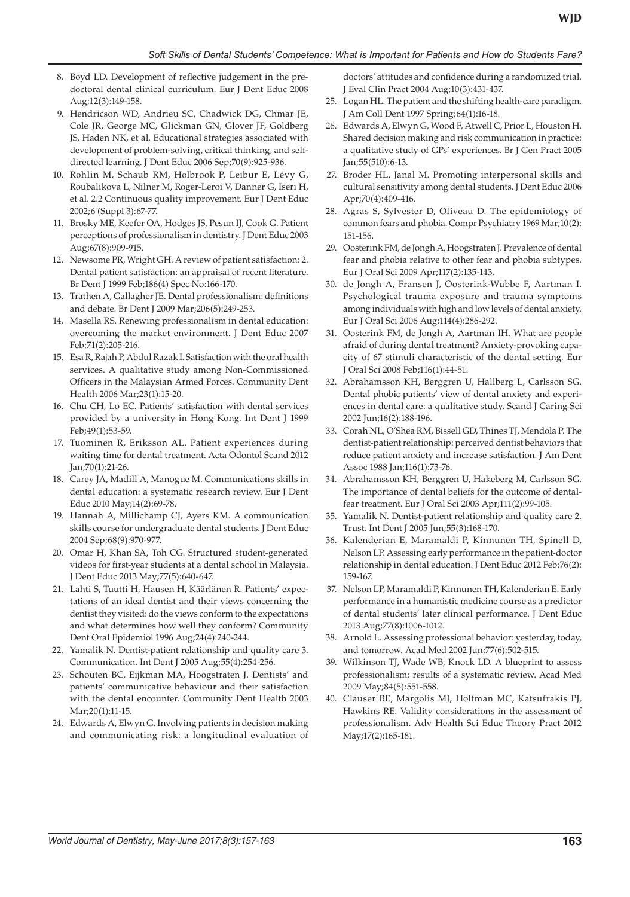8. Boyd LD. Development of reflective judgement in the pre-doctoral dental clinical curriculum. Eur J Dent Educ 2008 Aug;12(3):149-158.
9. Hendricson WD, Andrieu SC, Chadwick DG, Chmar JE, Cole JR, George MC, Glickman GN, Glover JF, Goldberg JS, Haden NK, et al. Educational strategies associated with development of problem-solving, critical thinking, and self-directed learning. J Dent Educ 2006 Sep;70(9):925-936.
10. Rohlin M, Schaub RM, Holbrook P, Leibur E, Lévy G, Roubalikova L, Nilner M, Roger-Leroi V, Danner G, Iseri H, et al. 2.2 Continuous quality improvement. Eur J Dent Educ 2002;6 (Suppl 3):67-77.
11. Brosky ME, Keefer OA, Hodges JS, Pesun IJ, Cook G. Patient perceptions of professionalism in dentistry. J Dent Educ 2003 Aug;67(8):909-915.
12. Newsome PR, Wright GH. A review of patient satisfaction: 2. Dental patient satisfaction: an appraisal of recent literature. Br Dent J 1999 Feb;186(4) Spec No:166-170.
13. Trathen A, Gallagher JE. Dental professionalism: definitions and debate. Br Dent J 2009 Mar;206(5):249-253.
14. Masella RS. Renewing professionalism in dental education: overcoming the market environment. J Dent Educ 2007 Feb;71(2):205-216.
15. Esa R, Rajah P, Abdul Razak I. Satisfaction with the oral health services. A qualitative study among Non-Commissioned Officers in the Malaysian Armed Forces. Community Dent Health 2006 Mar;23(1):15-20.
16. Chu CH, Lo EC. Patients' satisfaction with dental services provided by a university in Hong Kong. Int Dent J 1999 Feb;49(1):53-59.
17. Tuominen R, Eriksson AL. Patient experiences during waiting time for dental treatment. Acta Odontol Scand 2012 Jan;70(1):21-26.
18. Carey JA, Madill A, Manogue M. Communications skills in dental education: a systematic research review. Eur J Dent Educ 2010 May;14(2):69-78.
19. Hannah A, Millichamp CJ, Ayers KM. A communication skills course for undergraduate dental students. J Dent Educ 2004 Sep;68(9):970-977.
20. Omar H, Khan SA, Toh CG. Structured student-generated videos for first-year students at a dental school in Malaysia. J Dent Educ 2013 May;77(5):640-647.
21. Lahti S, Tuutti H, Hausen H, Käärlänen R. Patients' expectations of an ideal dentist and their views concerning the dentist they visited: do the views conform to the expectations and what determines how well they conform? Community Dent Oral Epidemiol 1996 Aug;24(4):240-244.
22. Yamalik N. Dentist-patient relationship and quality care 3. Communication. Int Dent J 2005 Aug;55(4):254-256.
23. Schouten BC, Eijkman MA, Hoogstraten J. Dentists' and patients' communicative behaviour and their satisfaction with the dental encounter. Community Dent Health 2003 Mar;20(1):11-15.
24. Edwards A, Elwyn G. Involving patients in decision making and communicating risk: a longitudinal evaluation of doctors' attitudes and confidence during a randomized trial. J Eval Clin Pract 2004 Aug;10(3):431-437.
25. Logan HL. The patient and the shifting health-care paradigm. J Am Coll Dent 1997 Spring;64(1):16-18.
26. Edwards A, Elwyn G, Wood F, Atwell C, Prior L, Houston H. Shared decision making and risk communication in practice: a qualitative study of GPs' experiences. Br J Gen Pract 2005 Jan;55(510):6-13.
27. Broder HL, Janal M. Promoting interpersonal skills and cultural sensitivity among dental students. J Dent Educ 2006 Apr;70(4):409-416.
28. Agras S, Sylvester D, Oliveau D. The epidemiology of common fears and phobia. Compr Psychiatry 1969 Mar;10(2): 151-156.
29. Oosterink FM, de Jongh A, Hoogstraten J. Prevalence of dental fear and phobia relative to other fear and phobia subtypes. Eur J Oral Sci 2009 Apr;117(2):135-143.
30. de Jongh A, Fransen J, Oosterink-Wubbe F, Aartman I. Psychological trauma exposure and trauma symptoms among individuals with high and low levels of dental anxiety. Eur J Oral Sci 2006 Aug;114(4):286-292.
31. Oosterink FM, de Jongh A, Aartman IH. What are people afraid of during dental treatment? Anxiety-provoking capacity of 67 stimuli characteristic of the dental setting. Eur J Oral Sci 2008 Feb;116(1):44-51.
32. Abrahamsson KH, Berggren U, Hallberg L, Carlsson SG. Dental phobic patients' view of dental anxiety and experiences in dental care: a qualitative study. Scand J Caring Sci 2002 Jun;16(2):188-196.
33. Corah NL, O'Shea RM, Bissell GD, Thines TJ, Mendola P. The dentist-patient relationship: perceived dentist behaviors that reduce patient anxiety and increase satisfaction. J Am Dent Assoc 1988 Jan;116(1):73-76.
34. Abrahamsson KH, Berggren U, Hakeberg M, Carlsson SG. The importance of dental beliefs for the outcome of dental-fear treatment. Eur J Oral Sci 2003 Apr;111(2):99-105.
35. Yamalik N. Dentist-patient relationship and quality care 2. Trust. Int Dent J 2005 Jun;55(3):168-170.
36. Kalenderian E, Maramaldi P, Kinnunen TH, Spinell D, Nelson LP. Assessing early performance in the patient-doctor relationship in dental education. J Dent Educ 2012 Feb;76(2): 159-167.
37. Nelson LP, Maramaldi P, Kinnunen TH, Kalenderian E. Early performance in a humanistic medicine course as a predictor of dental students' later clinical performance. J Dent Educ 2013 Aug;77(8):1006-1012.
38. Arnold L. Assessing professional behavior: yesterday, today, and tomorrow. Acad Med 2002 Jun;77(6):502-515.
39. Wilkinson TJ, Wade WB, Knock LD. A blueprint to assess professionalism: results of a systematic review. Acad Med 2009 May;84(5):551-558.
40. Clauser BE, Margolis MJ, Holtman MC, Katsufrakis PJ, Hawkins RE. Validity considerations in the assessment of professionalism. Adv Health Sci Educ Theory Pract 2012 May;17(2):165-181.